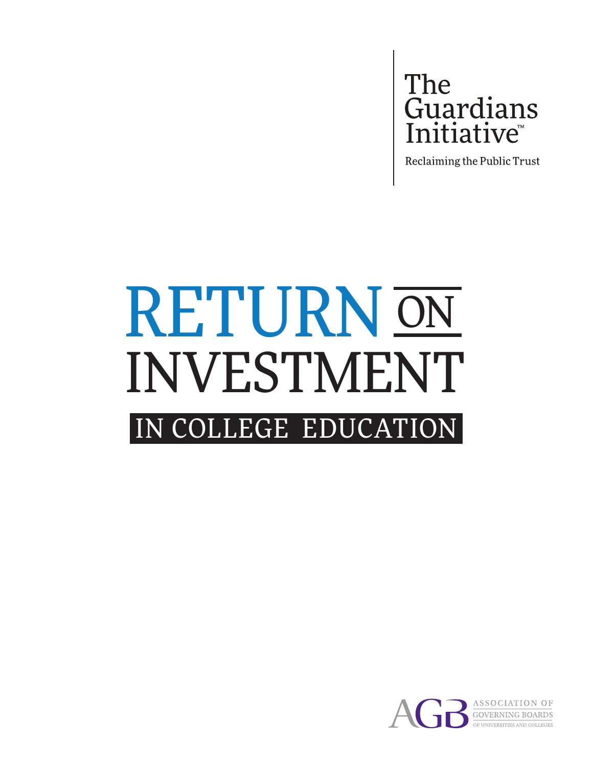The Guardians Initiative™

Reclaiming the Public Trust

# RETURN ON INVESTMENT IN COLLEGE EDUCATION

AGB ASSOCIATION OF GOVERNING BOARDS OF UNIVERSITIES AND COLLEGES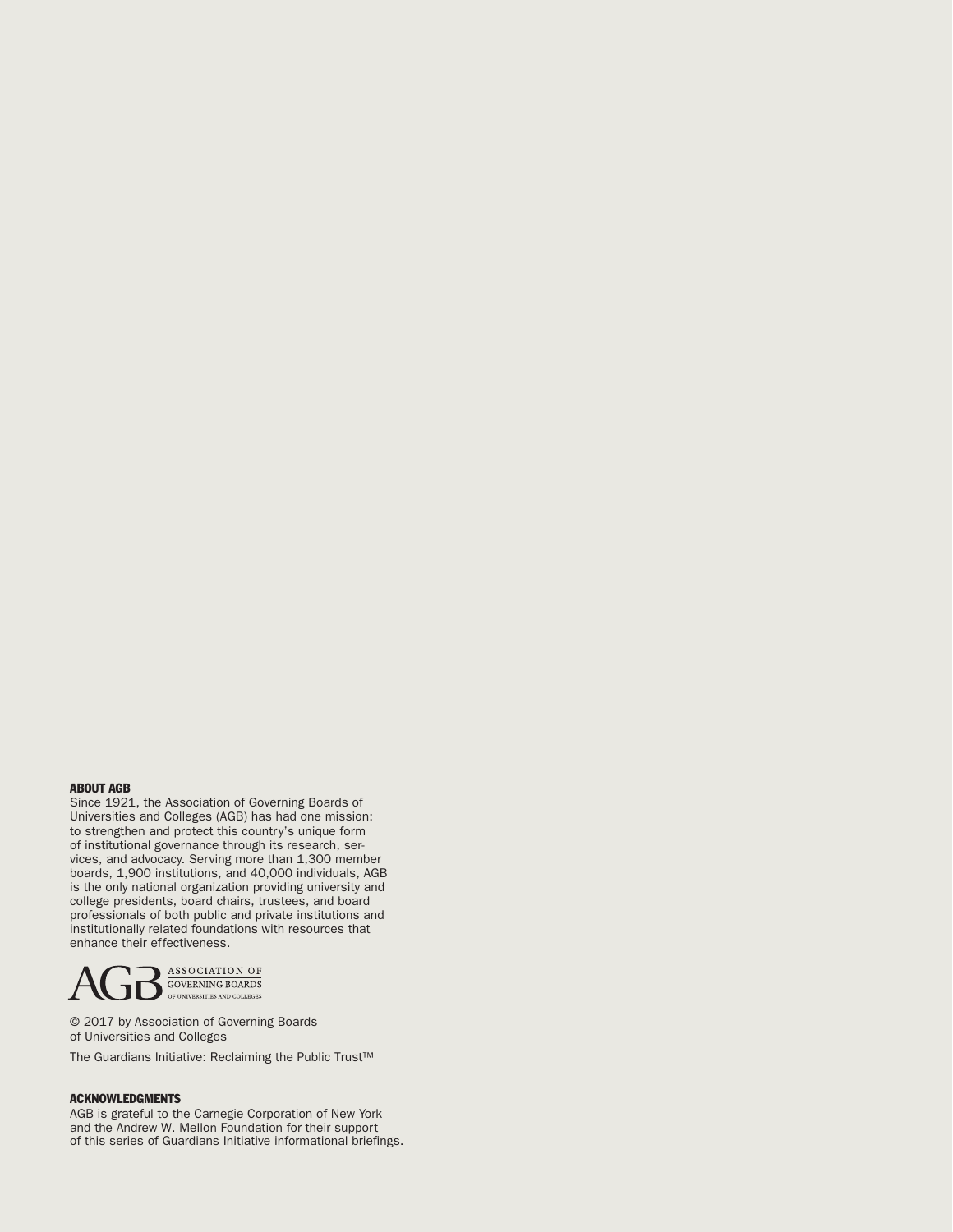## ABOUT AGB

Since 1921, the Association of Governing Boards of Universities and Colleges (AGB) has had one mission: to strengthen and protect this country's unique form of institutional governance through its research, services, and advocacy. Serving more than 1,300 member boards, 1,900 institutions, and 40,000 individuals, AGB is the only national organization providing university and college presidents, board chairs, trustees, and board professionals of both public and private institutions and institutionally related foundations with resources that enhance their effectiveness.

AGB ASSOCIATION OF GOVERNING BOARDS OF UNIVERSITIES AND COLLEGES

© 2017 by Association of Governing Boards of Universities and Colleges

The Guardians Initiative: Reclaiming the Public Trust™

## ACKNOWLEDGMENTS

AGB is grateful to the Carnegie Corporation of New York and the Andrew W. Mellon Foundation for their support of this series of Guardians Initiative informational briefings.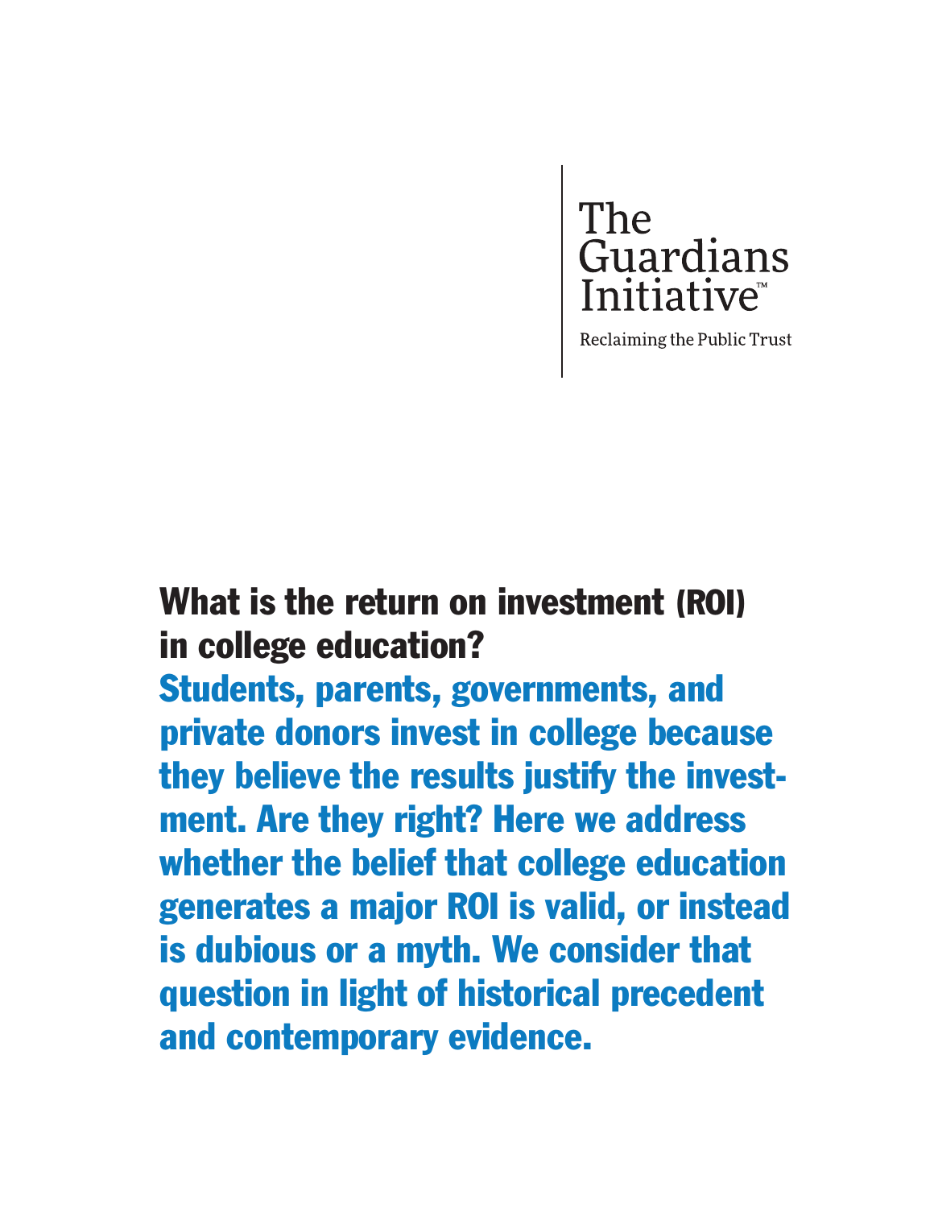The Guardians Initiative™

Reclaiming the Public Trust

# What is the return on investment (ROI) in college education?

## Students, parents, governments, and private donors invest in college because they believe the results justify the investment. Are they right? Here we address whether the belief that college education generates a major ROI is valid, or instead is dubious or a myth. We consider that question in light of historical precedent and contemporary evidence.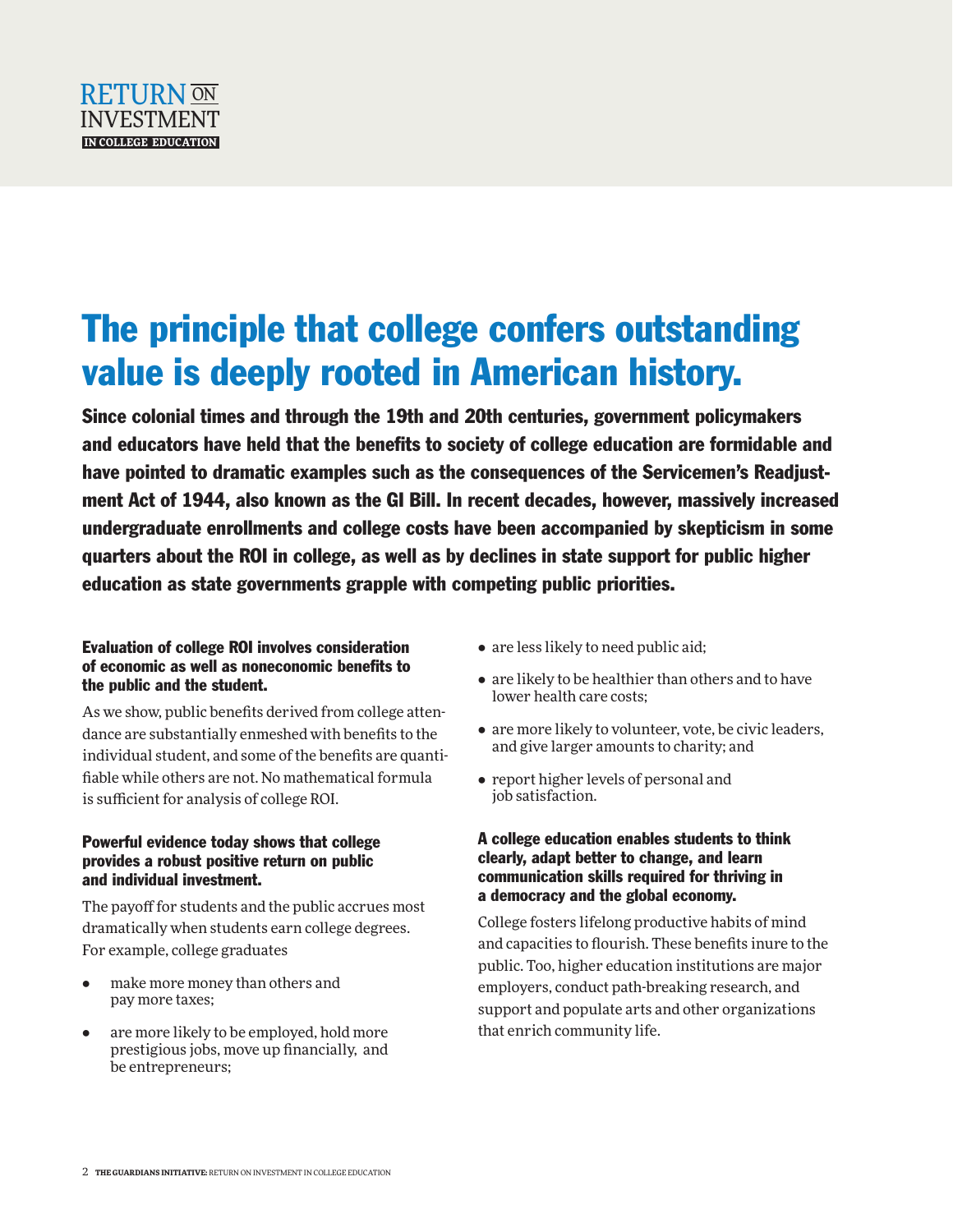# The principle that college confers outstanding value is deeply rooted in American history.

**Since colonial times and through the 19th and 20th centuries, government policymakers and educators have held that the benefits to society of college education are formidable and have pointed to dramatic examples such as the consequences of the Servicemen's Readjustment Act of 1944, also known as the GI Bill. In recent decades, however, massively increased undergraduate enrollments and college costs have been accompanied by skepticism in some quarters about the ROI in college, as well as by declines in state support for public higher education as state governments grapple with competing public priorities.**

### Evaluation of college ROI involves consideration of economic as well as noneconomic benefits to the public and the student.

As we show, public benefits derived from college attendance are substantially enmeshed with benefits to the individual student, and some of the benefits are quantifiable while others are not. No mathematical formula is sufficient for analysis of college ROI.

### Powerful evidence today shows that college provides a robust positive return on public and individual investment.

The payoff for students and the public accrues most dramatically when students earn college degrees. For example, college graduates

- make more money than others and pay more taxes;
- are more likely to be employed, hold more prestigious jobs, move up financially, and be entrepreneurs;
- are less likely to need public aid;
- are likely to be healthier than others and to have lower health care costs;
- are more likely to volunteer, vote, be civic leaders, and give larger amounts to charity; and
- report higher levels of personal and job satisfaction.

### A college education enables students to think clearly, adapt better to change, and learn communication skills required for thriving in a democracy and the global economy.

College fosters lifelong productive habits of mind and capacities to flourish. These benefits inure to the public. Too, higher education institutions are major employers, conduct path-breaking research, and support and populate arts and other organizations that enrich community life.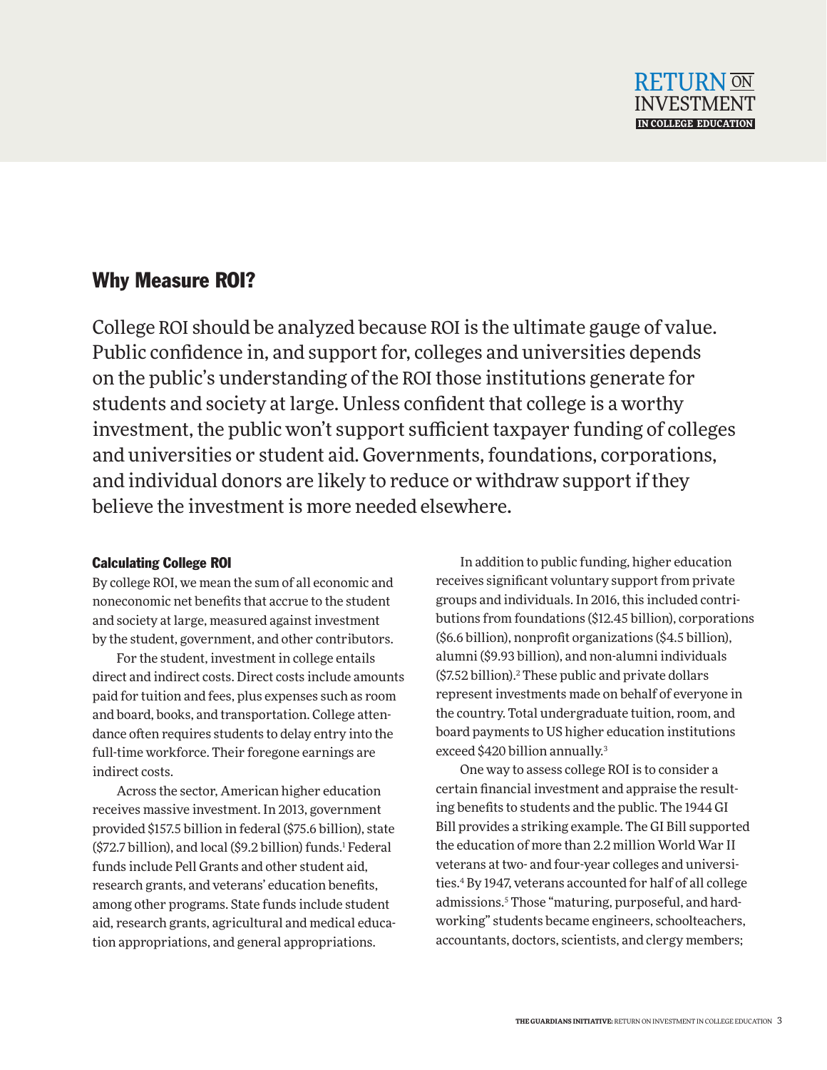## Why Measure ROI?

College ROI should be analyzed because ROI is the ultimate gauge of value. Public confidence in, and support for, colleges and universities depends on the public's understanding of the ROI those institutions generate for students and society at large. Unless confident that college is a worthy investment, the public won't support sufficient taxpayer funding of colleges and universities or student aid. Governments, foundations, corporations, and individual donors are likely to reduce or withdraw support if they believe the investment is more needed elsewhere.

### Calculating College ROI

By college ROI, we mean the sum of all economic and noneconomic net benefits that accrue to the student and society at large, measured against investment by the student, government, and other contributors.

For the student, investment in college entails direct and indirect costs. Direct costs include amounts paid for tuition and fees, plus expenses such as room and board, books, and transportation. College attendance often requires students to delay entry into the full-time workforce. Their foregone earnings are indirect costs.

Across the sector, American higher education receives massive investment. In 2013, government provided $157.5 billion in federal ($75.6 billion), state ($72.7 billion), and local ($9.2 billion) funds.[1] Federal funds include Pell Grants and other student aid, research grants, and veterans' education benefits, among other programs. State funds include student aid, research grants, agricultural and medical education appropriations, and general appropriations.

In addition to public funding, higher education receives significant voluntary support from private groups and individuals. In 2016, this included contributions from foundations ($12.45 billion), corporations ($6.6 billion), nonprofit organizations ($4.5 billion), alumni ($9.93 billion), and non-alumni individuals ($7.52 billion).[2] These public and private dollars represent investments made on behalf of everyone in the country. Total undergraduate tuition, room, and board payments to US higher education institutions exceed $420 billion annually.[3]

One way to assess college ROI is to consider a certain financial investment and appraise the resulting benefits to students and the public. The 1944 GI Bill provides a striking example. The GI Bill supported the education of more than 2.2 million World War II veterans at two- and four-year colleges and universities.[4] By 1947, veterans accounted for half of all college admissions.[5] Those "maturing, purposeful, and hard-working" students became engineers, schoolteachers, accountants, doctors, scientists, and clergy members;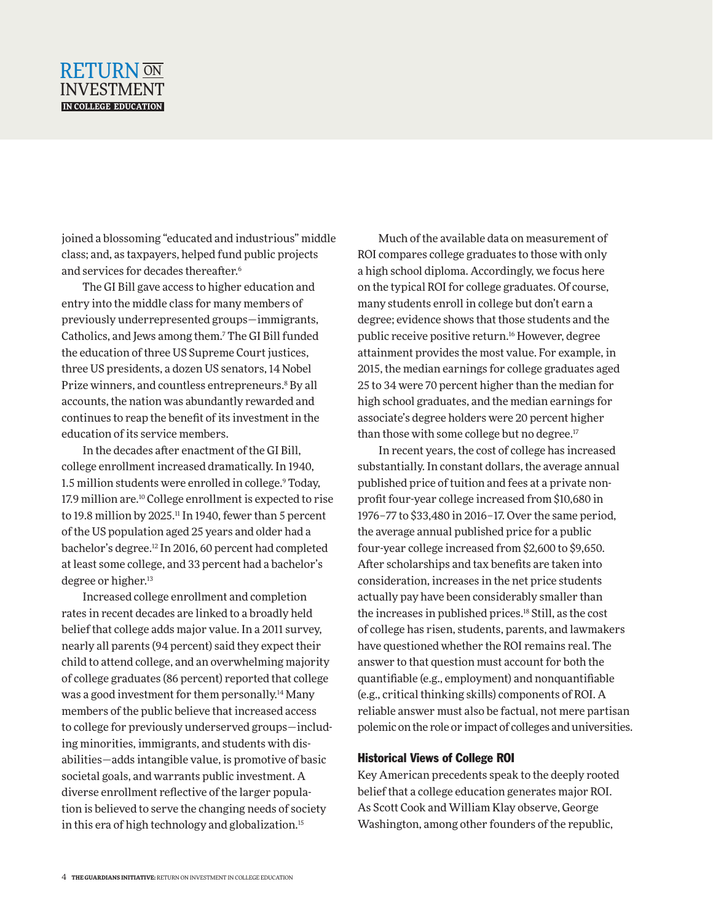joined a blossoming "educated and industrious" middle class; and, as taxpayers, helped fund public projects and services for decades thereafter.[6]

The GI Bill gave access to higher education and entry into the middle class for many members of previously underrepresented groups—immigrants, Catholics, and Jews among them.[7] The GI Bill funded the education of three US Supreme Court justices, three US presidents, a dozen US senators, 14 Nobel Prize winners, and countless entrepreneurs.[8] By all accounts, the nation was abundantly rewarded and continues to reap the benefit of its investment in the education of its service members.

In the decades after enactment of the GI Bill, college enrollment increased dramatically. In 1940, 1.5 million students were enrolled in college.[9] Today, 17.9 million are.[10] College enrollment is expected to rise to 19.8 million by 2025.[11] In 1940, fewer than 5 percent of the US population aged 25 years and older had a bachelor's degree.[12] In 2016, 60 percent had completed at least some college, and 33 percent had a bachelor's degree or higher.[13]

Increased college enrollment and completion rates in recent decades are linked to a broadly held belief that college adds major value. In a 2011 survey, nearly all parents (94 percent) said they expect their child to attend college, and an overwhelming majority of college graduates (86 percent) reported that college was a good investment for them personally.[14] Many members of the public believe that increased access to college for previously underserved groups—including minorities, immigrants, and students with disabilities—adds intangible value, is promotive of basic societal goals, and warrants public investment. A diverse enrollment reflective of the larger population is believed to serve the changing needs of society in this era of high technology and globalization.[15]

Much of the available data on measurement of ROI compares college graduates to those with only a high school diploma. Accordingly, we focus here on the typical ROI for college graduates. Of course, many students enroll in college but don't earn a degree; evidence shows that those students and the public receive positive return.[16] However, degree attainment provides the most value. For example, in 2015, the median earnings for college graduates aged 25 to 34 were 70 percent higher than the median for high school graduates, and the median earnings for associate's degree holders were 20 percent higher than those with some college but no degree.[17]

In recent years, the cost of college has increased substantially. In constant dollars, the average annual published price of tuition and fees at a private nonprofit four-year college increased from $10,680 in 1976–77 to $33,480 in 2016–17. Over the same period, the average annual published price for a public four-year college increased from $2,600 to $9,650. After scholarships and tax benefits are taken into consideration, increases in the net price students actually pay have been considerably smaller than the increases in published prices.[18] Still, as the cost of college has risen, students, parents, and lawmakers have questioned whether the ROI remains real. The answer to that question must account for both the quantifiable (e.g., employment) and nonquantifiable (e.g., critical thinking skills) components of ROI. A reliable answer must also be factual, not mere partisan polemic on the role or impact of colleges and universities.

### Historical Views of College ROI

Key American precedents speak to the deeply rooted belief that a college education generates major ROI. As Scott Cook and William Klay observe, George Washington, among other founders of the republic,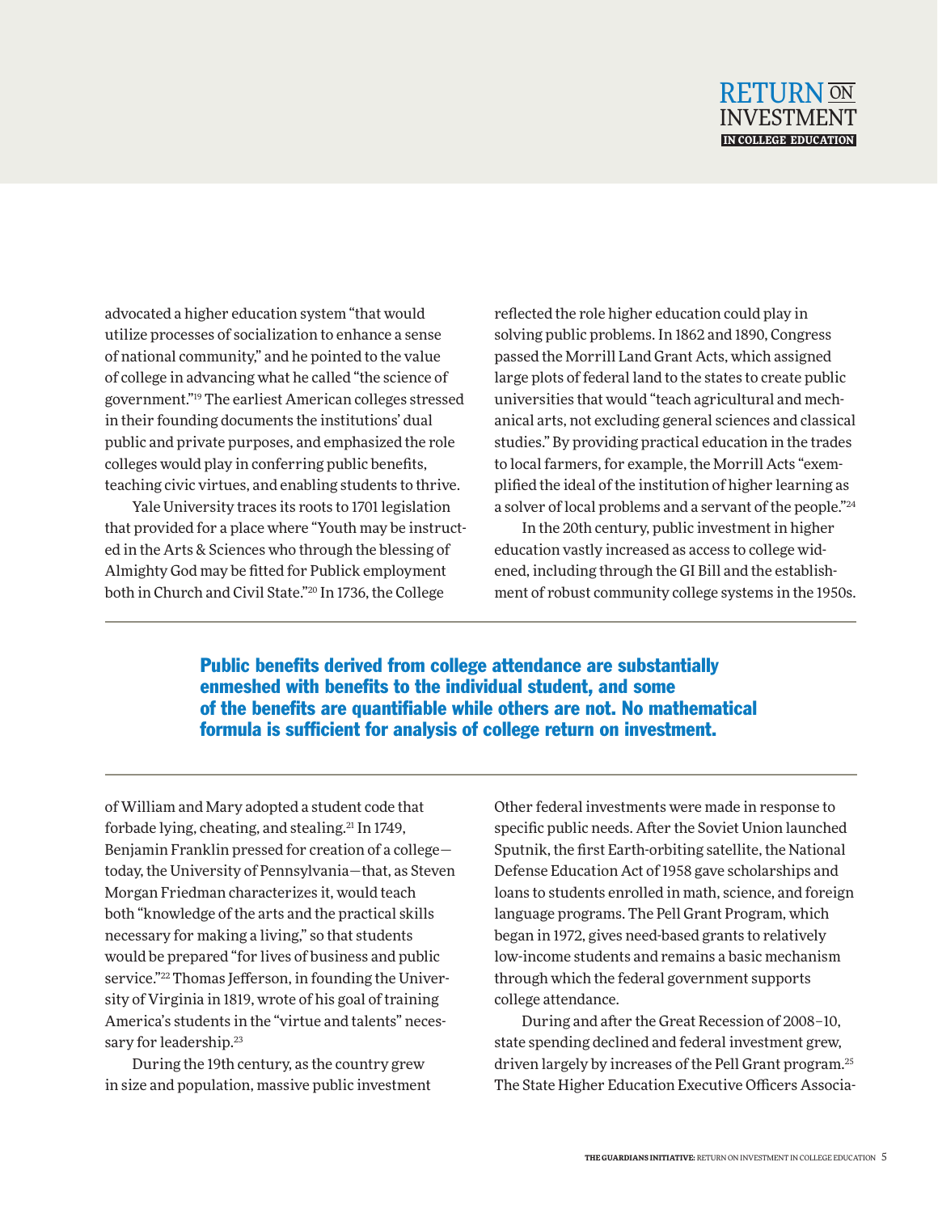advocated a higher education system "that would utilize processes of socialization to enhance a sense of national community," and he pointed to the value of college in advancing what he called "the science of government."[19] The earliest American colleges stressed in their founding documents the institutions' dual public and private purposes, and emphasized the role colleges would play in conferring public benefits, teaching civic virtues, and enabling students to thrive.

Yale University traces its roots to 1701 legislation that provided for a place where "Youth may be instructed in the Arts & Sciences who through the blessing of Almighty God may be fitted for Publick employment both in Church and Civil State."[20] In 1736, the College of William and Mary adopted a student code that forbade lying, cheating, and stealing.[21] In 1749, Benjamin Franklin pressed for creation of a college—today, the University of Pennsylvania—that, as Steven Morgan Friedman characterizes it, would teach both "knowledge of the arts and the practical skills necessary for making a living," so that students would be prepared "for lives of business and public service."[22] Thomas Jefferson, in founding the University of Virginia in 1819, wrote of his goal of training America's students in the "virtue and talents" necessary for leadership.[23]

During the 19th century, as the country grew in size and population, massive public investment reflected the role higher education could play in solving public problems. In 1862 and 1890, Congress passed the Morrill Land Grant Acts, which assigned large plots of federal land to the states to create public universities that would "teach agricultural and mechanical arts, not excluding general sciences and classical studies." By providing practical education in the trades to local farmers, for example, the Morrill Acts "exemplified the ideal of the institution of higher learning as a solver of local problems and a servant of the people."[24]

In the 20th century, public investment in higher education vastly increased as access to college widened, including through the GI Bill and the establishment of robust community college systems in the 1950s. Other federal investments were made in response to specific public needs. After the Soviet Union launched Sputnik, the first Earth-orbiting satellite, the National Defense Education Act of 1958 gave scholarships and loans to students enrolled in math, science, and foreign language programs. The Pell Grant Program, which began in 1972, gives need-based grants to relatively low-income students and remains a basic mechanism through which the federal government supports college attendance.

During and after the Great Recession of 2008–10, state spending declined and federal investment grew, driven largely by increases of the Pell Grant program.[25] The State Higher Education Executive Officers Associa-

> **Public benefits derived from college attendance are substantially enmeshed with benefits to the individual student, and some of the benefits are quantifiable while others are not. No mathematical formula is sufficient for analysis of college return on investment.**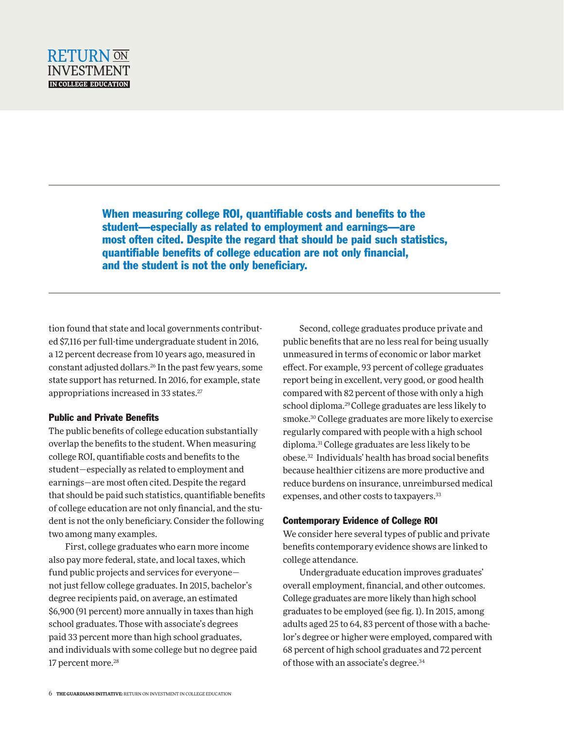> **When measuring college ROI, quantifiable costs and benefits to the student—especially as related to employment and earnings—are most often cited. Despite the regard that should be paid such statistics, quantifiable benefits of college education are not only financial, and the student is not the only beneficiary.**

tion found that state and local governments contributed $7,116 per full-time undergraduate student in 2016, a 12 percent decrease from 10 years ago, measured in constant adjusted dollars.[26] In the past few years, some state support has returned. In 2016, for example, state appropriations increased in 33 states.[27]

### Public and Private Benefits

The public benefits of college education substantially overlap the benefits to the student. When measuring college ROI, quantifiable costs and benefits to the student—especially as related to employment and earnings—are most often cited. Despite the regard that should be paid such statistics, quantifiable benefits of college education are not only financial, and the student is not the only beneficiary. Consider the following two among many examples.

First, college graduates who earn more income also pay more federal, state, and local taxes, which fund public projects and services for everyone—not just fellow college graduates. In 2015, bachelor's degree recipients paid, on average, an estimated $6,900 (91 percent) more annually in taxes than high school graduates. Those with associate's degrees paid 33 percent more than high school graduates, and individuals with some college but no degree paid 17 percent more.[28]

Second, college graduates produce private and public benefits that are no less real for being usually unmeasured in terms of economic or labor market effect. For example, 93 percent of college graduates report being in excellent, very good, or good health compared with 82 percent of those with only a high school diploma.[29] College graduates are less likely to smoke.[30] College graduates are more likely to exercise regularly compared with people with a high school diploma.[31] College graduates are less likely to be obese.[32] Individuals' health has broad social benefits because healthier citizens are more productive and reduce burdens on insurance, unreimbursed medical expenses, and other costs to taxpayers.[33]

### Contemporary Evidence of College ROI

We consider here several types of public and private benefits contemporary evidence shows are linked to college attendance.

Undergraduate education improves graduates' overall employment, financial, and other outcomes. College graduates are more likely than high school graduates to be employed (see fig. 1). In 2015, among adults aged 25 to 64, 83 percent of those with a bachelor's degree or higher were employed, compared with 68 percent of high school graduates and 72 percent of those with an associate's degree.[34]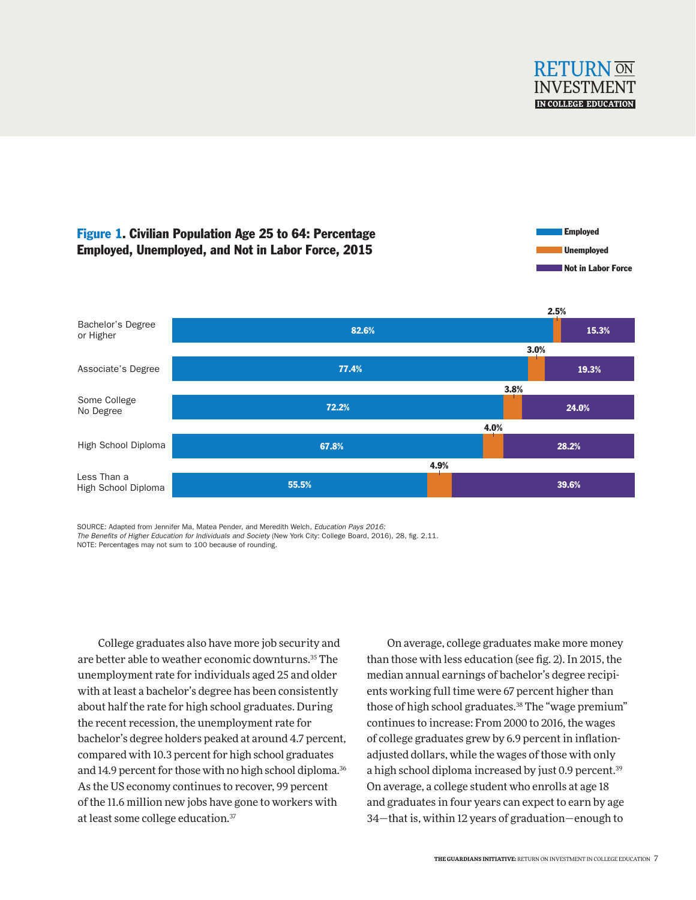**Figure 1. Civilian Population Age 25 to 64: Percentage Employed, Unemployed, and Not in Labor Force, 2015**

| | Employed | Unemployed | Not in Labor Force |
|---|---|---|---|
| Bachelor's Degree or Higher | 82.6% | 2.5% | 15.3% |
| Associate's Degree | 77.4% | 3.0% | 19.3% |
| Some College No Degree | 72.2% | 3.8% | 24.0% |
| High School Diploma | 67.8% | 4.0% | 28.2% |
| Less Than a High School Diploma | 55.5% | 4.9% | 39.6% |

SOURCE: Adapted from Jennifer Ma, Matea Pender, and Meredith Welch, *Education Pays 2016: The Benefits of Higher Education for Individuals and Society* (New York City: College Board, 2016), 28, fig. 2.11.
NOTE: Percentages may not sum to 100 because of rounding.

College graduates also have more job security and are better able to weather economic downturns.[35] The unemployment rate for individuals aged 25 and older with at least a bachelor's degree has been consistently about half the rate for high school graduates. During the recent recession, the unemployment rate for bachelor's degree holders peaked at around 4.7 percent, compared with 10.3 percent for high school graduates and 14.9 percent for those with no high school diploma.[36] As the US economy continues to recover, 99 percent of the 11.6 million new jobs have gone to workers with at least some college education.[37]

On average, college graduates make more money than those with less education (see fig. 2). In 2015, the median annual earnings of bachelor's degree recipients working full time were 67 percent higher than those of high school graduates.[38] The "wage premium" continues to increase: From 2000 to 2016, the wages of college graduates grew by 6.9 percent in inflation-adjusted dollars, while the wages of those with only a high school diploma increased by just 0.9 percent.[39] On average, a college student who enrolls at age 18 and graduates in four years can expect to earn by age 34—that is, within 12 years of graduation—enough to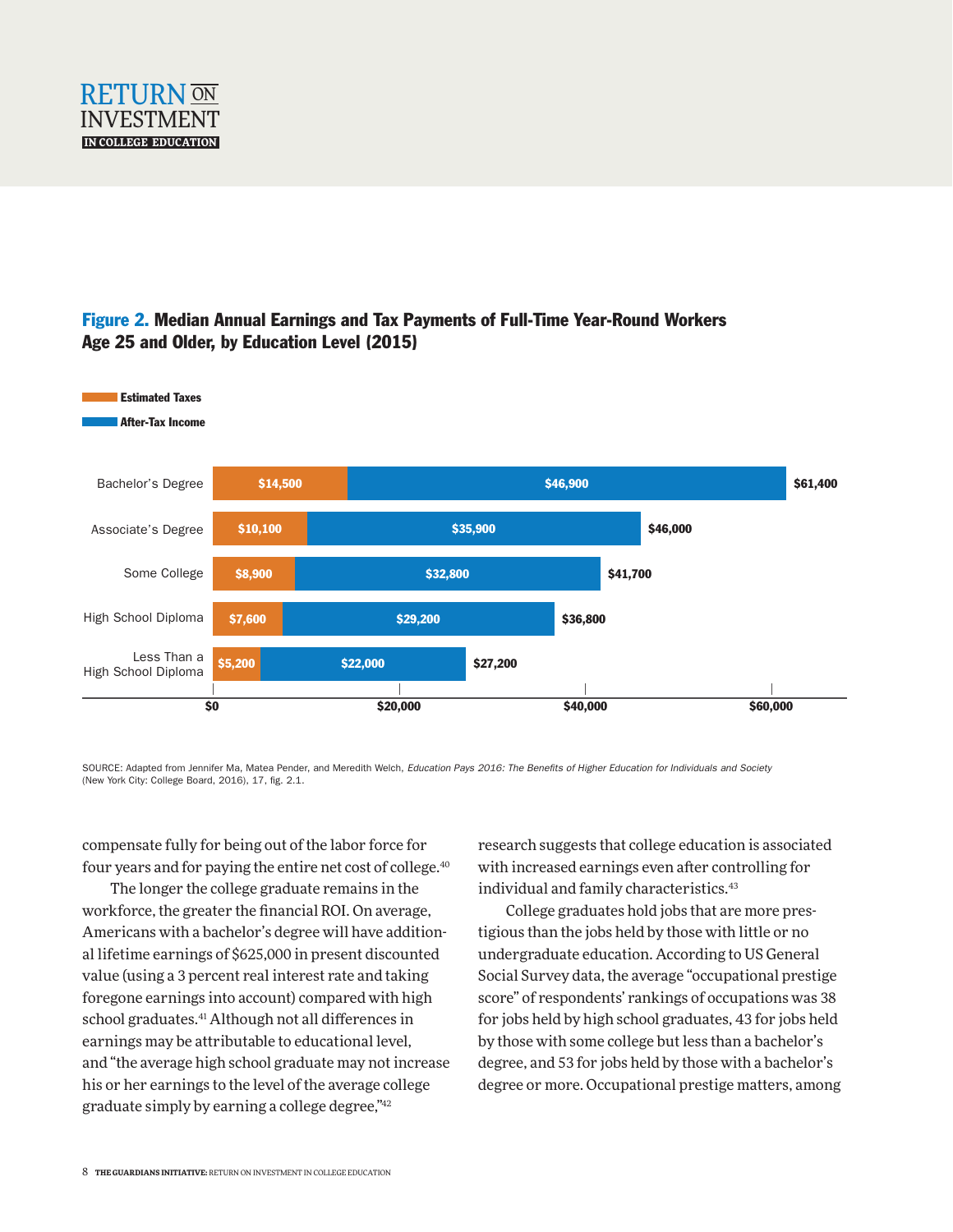**Figure 2. Median Annual Earnings and Tax Payments of Full-Time Year-Round Workers Age 25 and Older, by Education Level (2015)**

| Education Level | Estimated Taxes | After-Tax Income | Total |
|---|---|---|---|
| Bachelor's Degree | $14,500 | $46,900 | $61,400 |
| Associate's Degree | $10,100 | $35,900 | $46,000 |
| Some College | $8,900 | $32,800 | $41,700 |
| High School Diploma | $7,600 | $29,200 | $36,800 |
| Less Than a High School Diploma | $5,200 | $22,000 | $27,200 |

SOURCE: Adapted from Jennifer Ma, Matea Pender, and Meredith Welch, *Education Pays 2016: The Benefits of Higher Education for Individuals and Society* (New York City: College Board, 2016), 17, fig. 2.1.

compensate fully for being out of the labor force for four years and for paying the entire net cost of college.[40]

The longer the college graduate remains in the workforce, the greater the financial ROI. On average, Americans with a bachelor's degree will have additional lifetime earnings of $625,000 in present discounted value (using a 3 percent real interest rate and taking foregone earnings into account) compared with high school graduates.[41] Although not all differences in earnings may be attributable to educational level, and "the average high school graduate may not increase his or her earnings to the level of the average college graduate simply by earning a college degree,"[42] research suggests that college education is associated with increased earnings even after controlling for individual and family characteristics.[43]

College graduates hold jobs that are more prestigious than the jobs held by those with little or no undergraduate education. According to US General Social Survey data, the average "occupational prestige score" of respondents' rankings of occupations was 38 for jobs held by high school graduates, 43 for jobs held by those with some college but less than a bachelor's degree, and 53 for jobs held by those with a bachelor's degree or more. Occupational prestige matters, among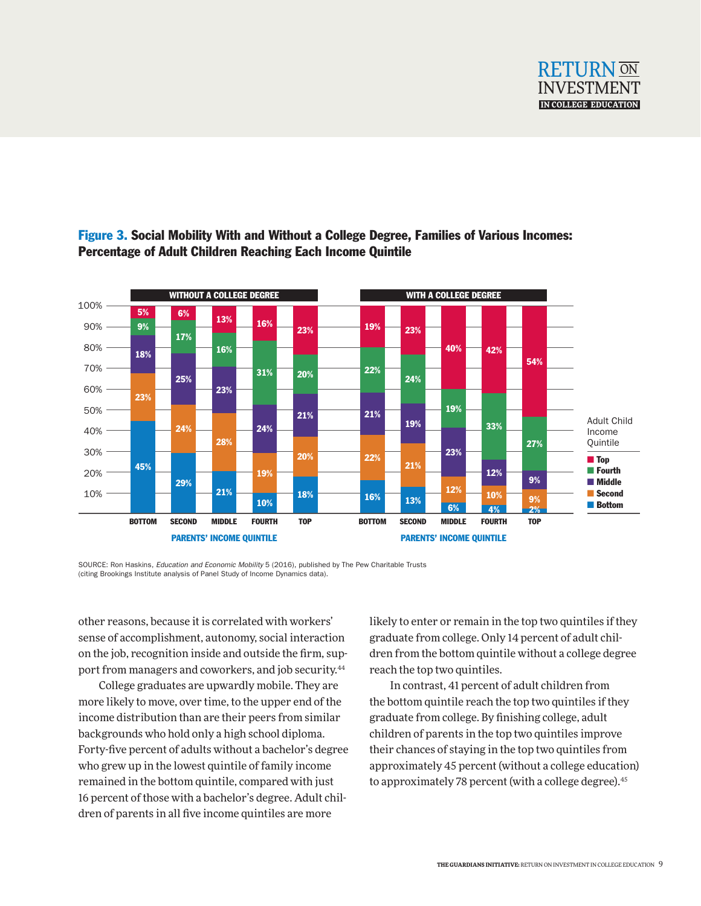**Figure 3. Social Mobility With and Without a College Degree, Families of Various Incomes: Percentage of Adult Children Reaching Each Income Quintile**

WITHOUT A COLLEGE DEGREE

| Adult Child Income Quintile | Bottom | Second | Middle | Fourth | Top |
|---|---|---|---|---|---|
| Top | 5% | 6% | 13% | 16% | 23% |
| Fourth | 9% | 17% | 16% | 31% | 20% |
| Middle | 18% | 25% | 23% | 24% | 21% |
| Second | 23% | 24% | 28% | 19% | 20% |
| Bottom | 45% | 29% | 21% | 10% | 18% |

WITH A COLLEGE DEGREE

| Adult Child Income Quintile | Bottom | Second | Middle | Fourth | Top |
|---|---|---|---|---|---|
| Top | 19% | 23% | 40% | 42% | 54% |
| Fourth | 22% | 24% | 19% | 33% | 27% |
| Middle | 21% | 19% | 23% | 12% | 9% |
| Second | 22% | 21% | 12% | 10% | 9% |
| Bottom | 16% | 13% | 6% | 4% | 2% |

PARENTS' INCOME QUINTILE

SOURCE: Ron Haskins, *Education and Economic Mobility* 5 (2016), published by The Pew Charitable Trusts (citing Brookings Institute analysis of Panel Study of Income Dynamics data).

other reasons, because it is correlated with workers' sense of accomplishment, autonomy, social interaction on the job, recognition inside and outside the firm, support from managers and coworkers, and job security.[44]

College graduates are upwardly mobile. They are more likely to move, over time, to the upper end of the income distribution than are their peers from similar backgrounds who hold only a high school diploma. Forty-five percent of adults without a bachelor's degree who grew up in the lowest quintile of family income remained in the bottom quintile, compared with just 16 percent of those with a bachelor's degree. Adult children of parents in all five income quintiles are more likely to enter or remain in the top two quintiles if they graduate from college. Only 14 percent of adult children from the bottom quintile without a college degree reach the top two quintiles.

In contrast, 41 percent of adult children from the bottom quintile reach the top two quintiles if they graduate from college. By finishing college, adult children of parents in the top two quintiles improve their chances of staying in the top two quintiles from approximately 45 percent (without a college education) to approximately 78 percent (with a college degree).[45]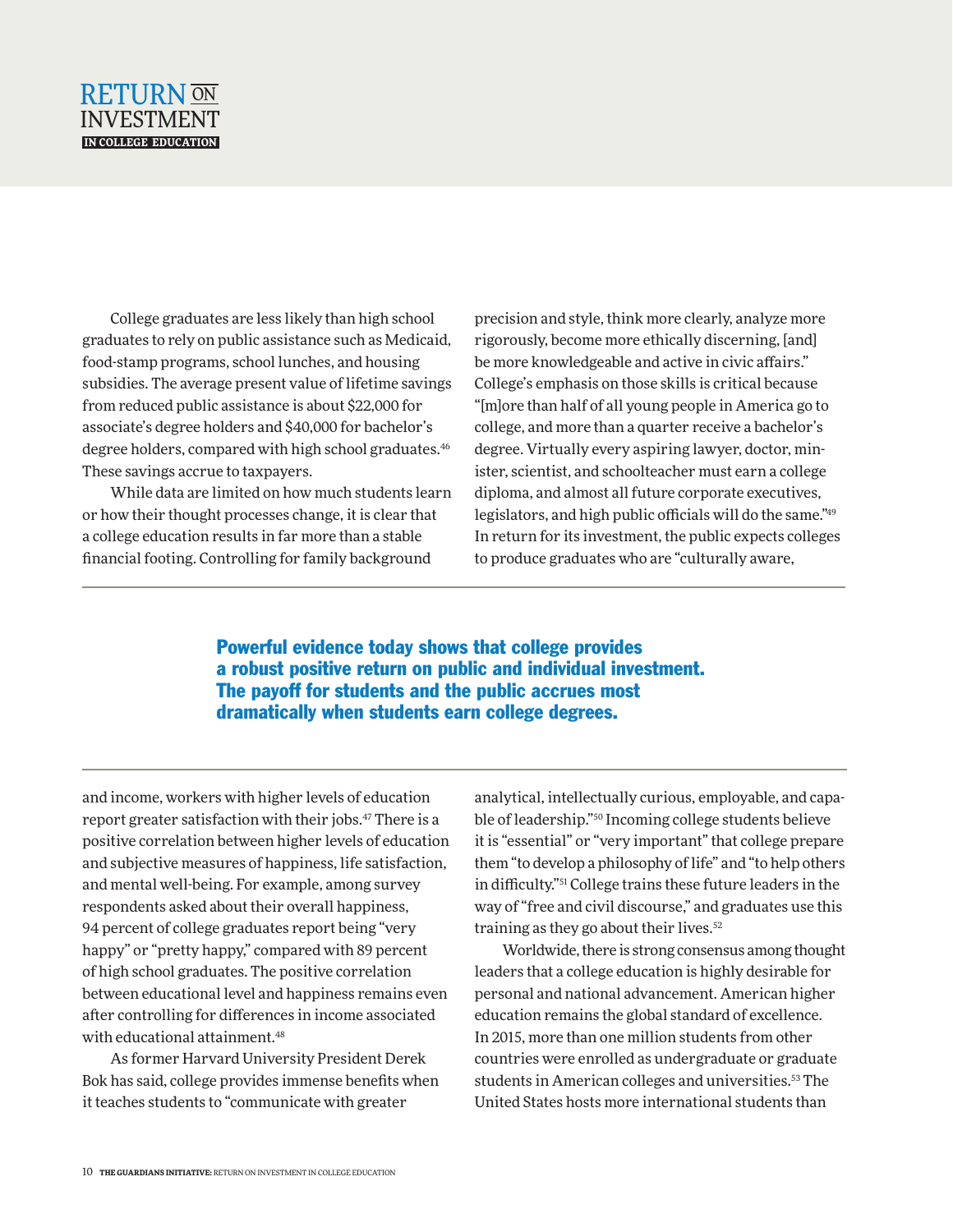College graduates are less likely than high school graduates to rely on public assistance such as Medicaid, food-stamp programs, school lunches, and housing subsidies. The average present value of lifetime savings from reduced public assistance is about $22,000 for associate's degree holders and $40,000 for bachelor's degree holders, compared with high school graduates.[46] These savings accrue to taxpayers.

While data are limited on how much students learn or how their thought processes change, it is clear that a college education results in far more than a stable financial footing. Controlling for family background and income, workers with higher levels of education report greater satisfaction with their jobs.[47] There is a positive correlation between higher levels of education and subjective measures of happiness, life satisfaction, and mental well-being. For example, among survey respondents asked about their overall happiness, 94 percent of college graduates report being "very happy" or "pretty happy," compared with 89 percent of high school graduates. The positive correlation between educational level and happiness remains even after controlling for differences in income associated with educational attainment.[48]

As former Harvard University President Derek Bok has said, college provides immense benefits when it teaches students to "communicate with greater precision and style, think more clearly, analyze more rigorously, become more ethically discerning, [and] be more knowledgeable and active in civic affairs." College's emphasis on those skills is critical because "[m]ore than half of all young people in America go to college, and more than a quarter receive a bachelor's degree. Virtually every aspiring lawyer, doctor, minister, scientist, and schoolteacher must earn a college diploma, and almost all future corporate executives, legislators, and high public officials will do the same."[49] In return for its investment, the public expects colleges to produce graduates who are "culturally aware, analytical, intellectually curious, employable, and capable of leadership."[50] Incoming college students believe it is "essential" or "very important" that college prepare them "to develop a philosophy of life" and "to help others in difficulty."[51] College trains these future leaders in the way of "free and civil discourse," and graduates use this training as they go about their lives.[52]

**Powerful evidence today shows that college provides a robust positive return on public and individual investment. The payoff for students and the public accrues most dramatically when students earn college degrees.**

Worldwide, there is strong consensus among thought leaders that a college education is highly desirable for personal and national advancement. American higher education remains the global standard of excellence. In 2015, more than one million students from other countries were enrolled as undergraduate or graduate students in American colleges and universities.[53] The United States hosts more international students than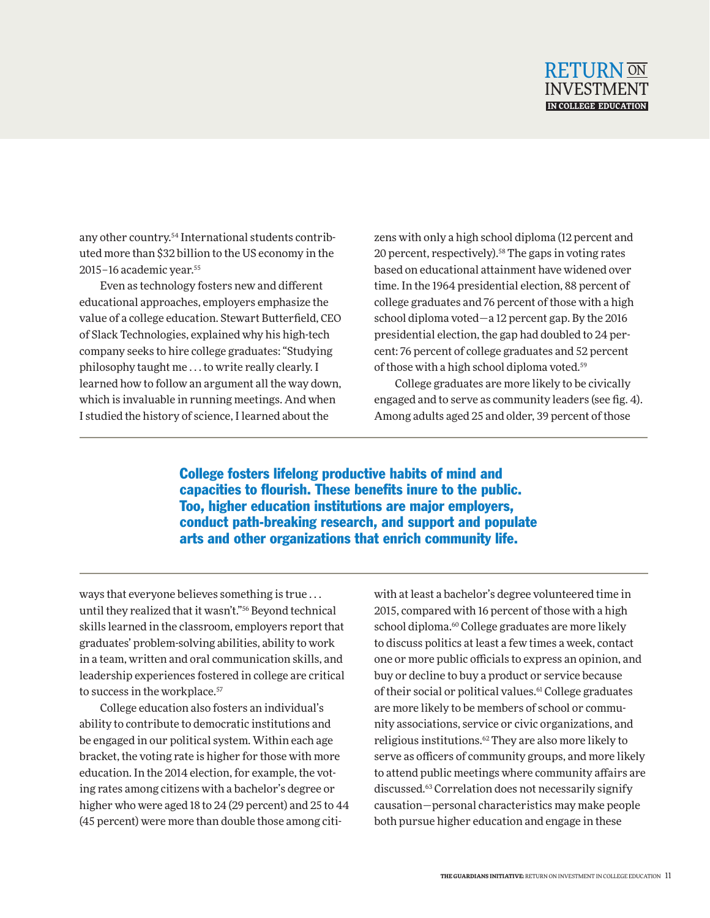any other country.[54] International students contributed more than $32 billion to the US economy in the 2015–16 academic year.[55]

Even as technology fosters new and different educational approaches, employers emphasize the value of a college education. Stewart Butterfield, CEO of Slack Technologies, explained why his high-tech company seeks to hire college graduates: "Studying philosophy taught me . . . to write really clearly. I learned how to follow an argument all the way down, which is invaluable in running meetings. And when I studied the history of science, I learned about the ways that everyone believes something is true . . . until they realized that it wasn't."[56] Beyond technical skills learned in the classroom, employers report that graduates' problem-solving abilities, ability to work in a team, written and oral communication skills, and leadership experiences fostered in college are critical to success in the workplace.[57]

College education also fosters an individual's ability to contribute to democratic institutions and be engaged in our political system. Within each age bracket, the voting rate is higher for those with more education. In the 2014 election, for example, the voting rates among citizens with a bachelor's degree or higher who were aged 18 to 24 (29 percent) and 25 to 44 (45 percent) were more than double those among citizens with only a high school diploma (12 percent and 20 percent, respectively).[58] The gaps in voting rates based on educational attainment have widened over time. In the 1964 presidential election, 88 percent of college graduates and 76 percent of those with a high school diploma voted—a 12 percent gap. By the 2016 presidential election, the gap had doubled to 24 percent: 76 percent of college graduates and 52 percent of those with a high school diploma voted.[59]

College graduates are more likely to be civically engaged and to serve as community leaders (see fig. 4). Among adults aged 25 and older, 39 percent of those with at least a bachelor's degree volunteered time in 2015, compared with 16 percent of those with a high school diploma.[60] College graduates are more likely to discuss politics at least a few times a week, contact one or more public officials to express an opinion, and buy or decline to buy a product or service because of their social or political values.[61] College graduates are more likely to be members of school or community associations, service or civic organizations, and religious institutions.[62] They are also more likely to serve as officers of community groups, and more likely to attend public meetings where community affairs are discussed.[63] Correlation does not necessarily signify causation—personal characteristics may make people both pursue higher education and engage in these

**College fosters lifelong productive habits of mind and capacities to flourish. These benefits inure to the public. Too, higher education institutions are major employers, conduct path-breaking research, and support and populate arts and other organizations that enrich community life.**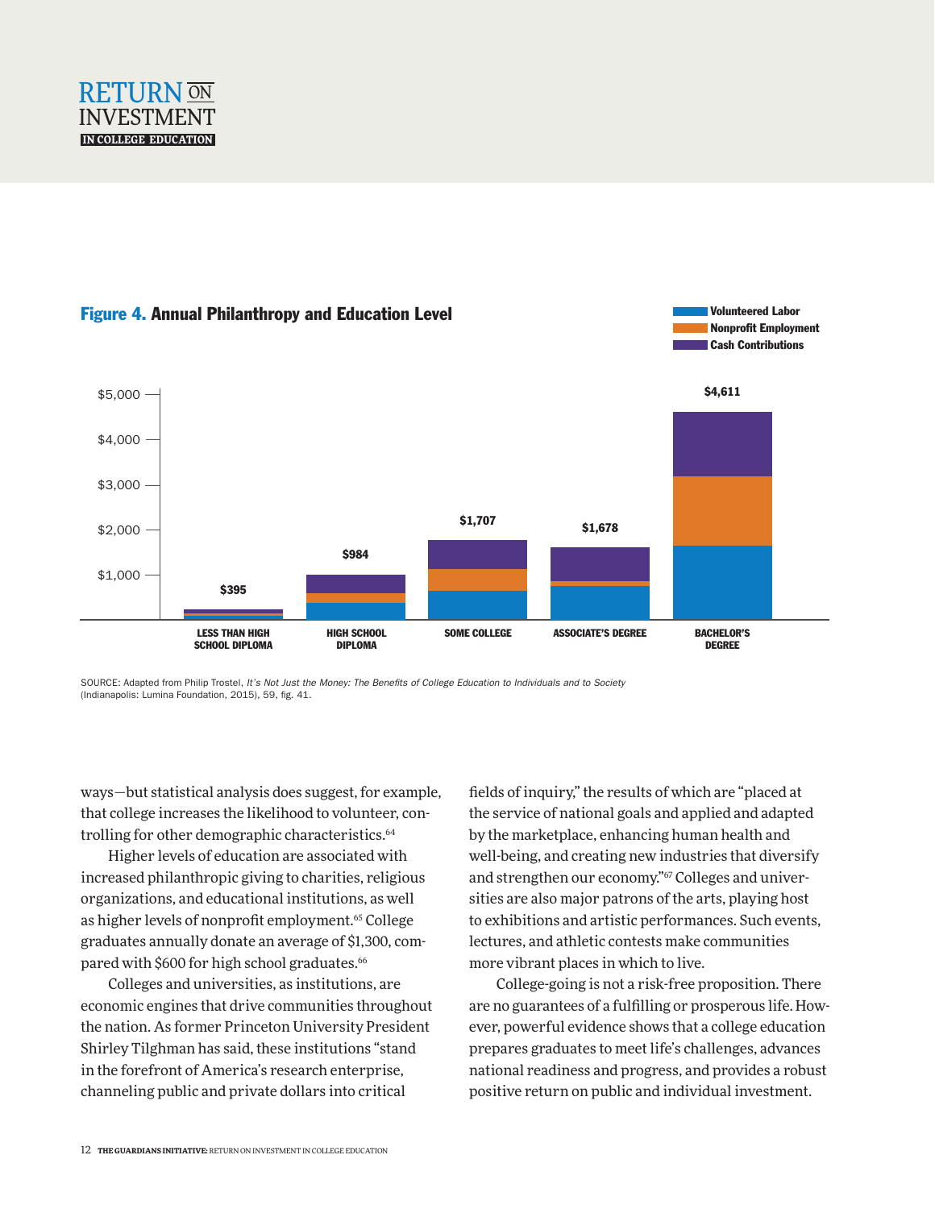**Figure 4. Annual Philanthropy and Education Level**

| Education Level | Total |
|---|---|
| Less than High School Diploma | $395 |
| High School Diploma | $984 |
| Some College | $1,707 |
| Associate's Degree | $1,678 |
| Bachelor's Degree | $4,611 |

Legend: Volunteered Labor, Nonprofit Employment, Cash Contributions

SOURCE: Adapted from Philip Trostel, *It's Not Just the Money: The Benefits of College Education to Individuals and to Society* (Indianapolis: Lumina Foundation, 2015), 59, fig. 41.

ways—but statistical analysis does suggest, for example, that college increases the likelihood to volunteer, controlling for other demographic characteristics.[64]

Higher levels of education are associated with increased philanthropic giving to charities, religious organizations, and educational institutions, as well as higher levels of nonprofit employment.[65] College graduates annually donate an average of $1,300, compared with $600 for high school graduates.[66]

Colleges and universities, as institutions, are economic engines that drive communities throughout the nation. As former Princeton University President Shirley Tilghman has said, these institutions "stand in the forefront of America's research enterprise, channeling public and private dollars into critical fields of inquiry," the results of which are "placed at the service of national goals and applied and adapted by the marketplace, enhancing human health and well-being, and creating new industries that diversify and strengthen our economy."[67] Colleges and universities are also major patrons of the arts, playing host to exhibitions and artistic performances. Such events, lectures, and athletic contests make communities more vibrant places in which to live.

College-going is not a risk-free proposition. There are no guarantees of a fulfilling or prosperous life. However, powerful evidence shows that a college education prepares graduates to meet life's challenges, advances national readiness and progress, and provides a robust positive return on public and individual investment.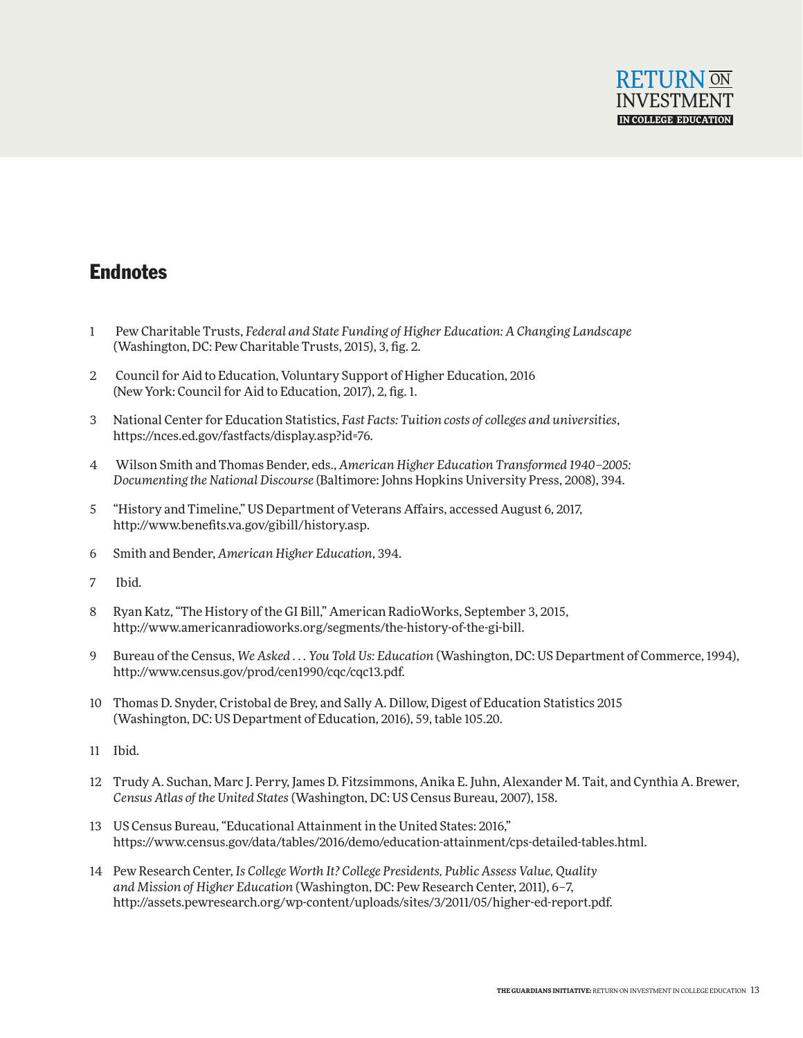## Endnotes

1. Pew Charitable Trusts, *Federal and State Funding of Higher Education: A Changing Landscape* (Washington, DC: Pew Charitable Trusts, 2015), 3, fig. 2.

2. Council for Aid to Education, Voluntary Support of Higher Education, 2016 (New York: Council for Aid to Education, 2017), 2, fig. 1.

3. National Center for Education Statistics, *Fast Facts: Tuition costs of colleges and universities*, https://nces.ed.gov/fastfacts/display.asp?id=76.

4. Wilson Smith and Thomas Bender, eds., *American Higher Education Transformed 1940–2005: Documenting the National Discourse* (Baltimore: Johns Hopkins University Press, 2008), 394.

5. "History and Timeline," US Department of Veterans Affairs, accessed August 6, 2017, http://www.benefits.va.gov/gibill/history.asp.

6. Smith and Bender, *American Higher Education*, 394.

7. Ibid.

8. Ryan Katz, "The History of the GI Bill," American RadioWorks, September 3, 2015, http://www.americanradioworks.org/segments/the-history-of-the-gi-bill.

9. Bureau of the Census, *We Asked . . . You Told Us: Education* (Washington, DC: US Department of Commerce, 1994), http://www.census.gov/prod/cen1990/cqc/cqc13.pdf.

10. Thomas D. Snyder, Cristobal de Brey, and Sally A. Dillow, Digest of Education Statistics 2015 (Washington, DC: US Department of Education, 2016), 59, table 105.20.

11. Ibid.

12. Trudy A. Suchan, Marc J. Perry, James D. Fitzsimmons, Anika E. Juhn, Alexander M. Tait, and Cynthia A. Brewer, *Census Atlas of the United States* (Washington, DC: US Census Bureau, 2007), 158.

13. US Census Bureau, "Educational Attainment in the United States: 2016," https://www.census.gov/data/tables/2016/demo/education-attainment/cps-detailed-tables.html.

14. Pew Research Center, *Is College Worth It? College Presidents, Public Assess Value, Quality and Mission of Higher Education* (Washington, DC: Pew Research Center, 2011), 6–7, http://assets.pewresearch.org/wp-content/uploads/sites/3/2011/05/higher-ed-report.pdf.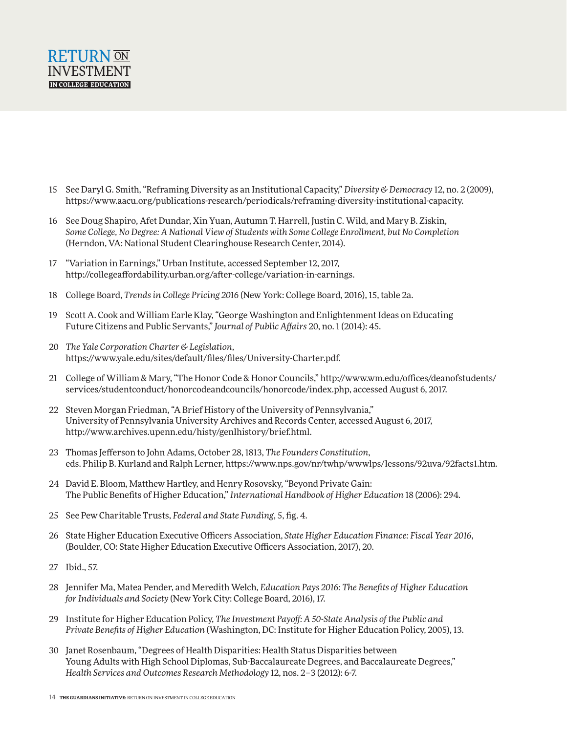15 See Daryl G. Smith, "Reframing Diversity as an Institutional Capacity," *Diversity & Democracy* 12, no. 2 (2009), https://www.aacu.org/publications-research/periodicals/reframing-diversity-institutional-capacity.

16 See Doug Shapiro, Afet Dundar, Xin Yuan, Autumn T. Harrell, Justin C. Wild, and Mary B. Ziskin, *Some College, No Degree: A National View of Students with Some College Enrollment, but No Completion* (Herndon, VA: National Student Clearinghouse Research Center, 2014).

17 "Variation in Earnings," Urban Institute, accessed September 12, 2017, http://collegeaffordability.urban.org/after-college/variation-in-earnings.

18 College Board, *Trends in College Pricing 2016* (New York: College Board, 2016), 15, table 2a.

19 Scott A. Cook and William Earle Klay, "George Washington and Enlightenment Ideas on Educating Future Citizens and Public Servants," *Journal of Public Affairs* 20, no. 1 (2014): 45.

20 *The Yale Corporation Charter & Legislation*, https://www.yale.edu/sites/default/files/files/University-Charter.pdf.

21 College of William & Mary, "The Honor Code & Honor Councils," http://www.wm.edu/offices/deanofstudents/services/studentconduct/honorcodeandcouncils/honorcode/index.php, accessed August 6, 2017.

22 Steven Morgan Friedman, "A Brief History of the University of Pennsylvania," University of Pennsylvania University Archives and Records Center, accessed August 6, 2017, http://www.archives.upenn.edu/histy/genlhistory/brief.html.

23 Thomas Jefferson to John Adams, October 28, 1813, *The Founders Constitution*, eds. Philip B. Kurland and Ralph Lerner, https://www.nps.gov/nr/twhp/wwwlps/lessons/92uva/92facts1.htm.

24 David E. Bloom, Matthew Hartley, and Henry Rosovsky, "Beyond Private Gain: The Public Benefits of Higher Education," *International Handbook of Higher Education* 18 (2006): 294.

25 See Pew Charitable Trusts, *Federal and State Funding*, 5, fig. 4.

26 State Higher Education Executive Officers Association, *State Higher Education Finance: Fiscal Year 2016*, (Boulder, CO: State Higher Education Executive Officers Association, 2017), 20.

27 Ibid., 57.

28 Jennifer Ma, Matea Pender, and Meredith Welch, *Education Pays 2016: The Benefits of Higher Education for Individuals and Society* (New York City: College Board, 2016), 17.

29 Institute for Higher Education Policy, *The Investment Payoff: A 50-State Analysis of the Public and Private Benefits of Higher Education* (Washington, DC: Institute for Higher Education Policy, 2005), 13.

30 Janet Rosenbaum, "Degrees of Health Disparities: Health Status Disparities between Young Adults with High School Diplomas, Sub-Baccalaureate Degrees, and Baccalaureate Degrees," *Health Services and Outcomes Research Methodology* 12, nos. 2–3 (2012): 6-7.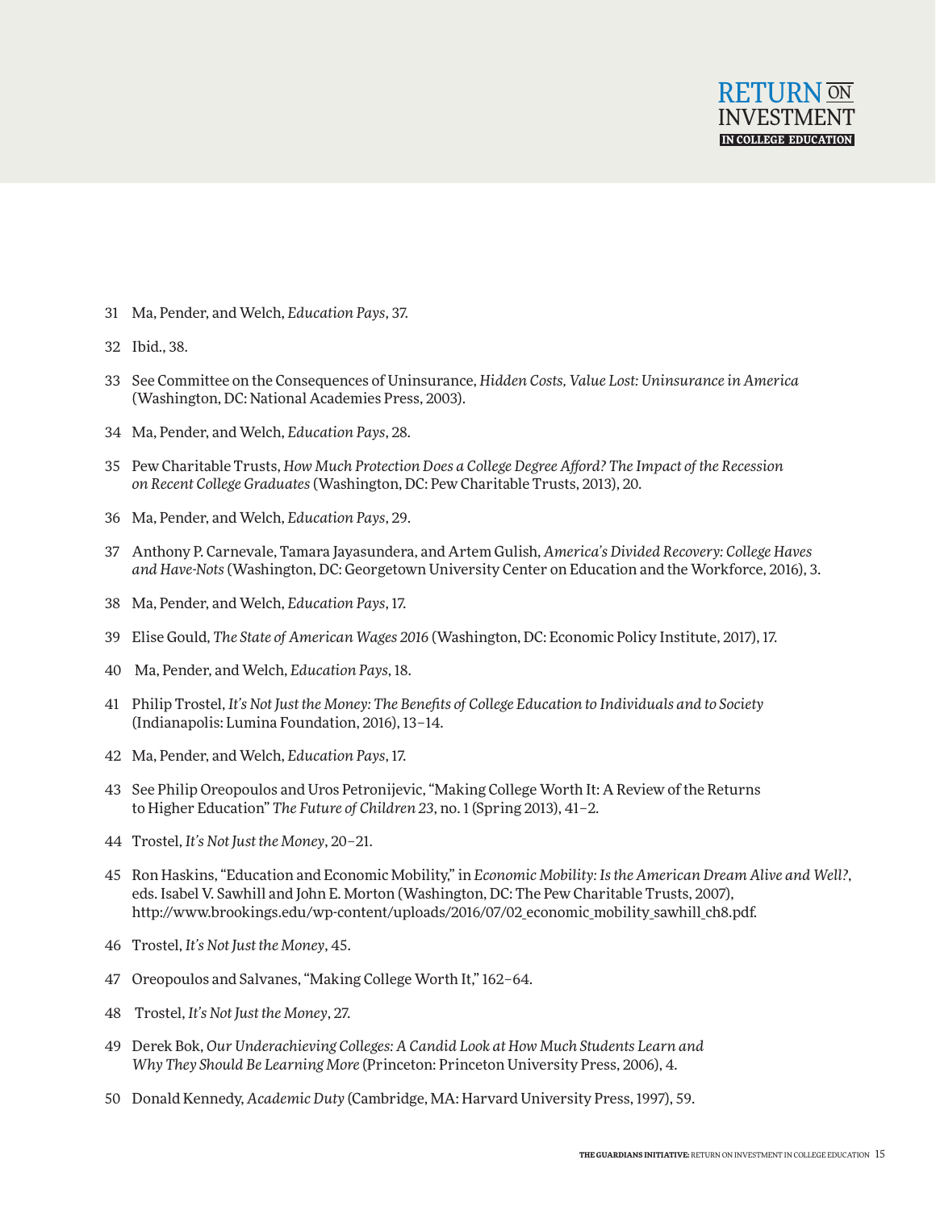31 Ma, Pender, and Welch, *Education Pays*, 37.

32 Ibid., 38.

33 See Committee on the Consequences of Uninsurance, *Hidden Costs, Value Lost: Uninsurance in America* (Washington, DC: National Academies Press, 2003).

34 Ma, Pender, and Welch, *Education Pays*, 28.

35 Pew Charitable Trusts, *How Much Protection Does a College Degree Afford? The Impact of the Recession on Recent College Graduates* (Washington, DC: Pew Charitable Trusts, 2013), 20.

36 Ma, Pender, and Welch, *Education Pays*, 29.

37 Anthony P. Carnevale, Tamara Jayasundera, and Artem Gulish, *America's Divided Recovery: College Haves and Have-Nots* (Washington, DC: Georgetown University Center on Education and the Workforce, 2016), 3.

38 Ma, Pender, and Welch, *Education Pays*, 17.

39 Elise Gould, *The State of American Wages 2016* (Washington, DC: Economic Policy Institute, 2017), 17.

40 Ma, Pender, and Welch, *Education Pays*, 18.

41 Philip Trostel, *It's Not Just the Money: The Benefits of College Education to Individuals and to Society* (Indianapolis: Lumina Foundation, 2016), 13–14.

42 Ma, Pender, and Welch, *Education Pays*, 17.

43 See Philip Oreopoulos and Uros Petronijevic, "Making College Worth It: A Review of the Returns to Higher Education" *The Future of Children 23*, no. 1 (Spring 2013), 41–2.

44 Trostel, *It's Not Just the Money*, 20–21.

45 Ron Haskins, "Education and Economic Mobility," in *Economic Mobility: Is the American Dream Alive and Well?*, eds. Isabel V. Sawhill and John E. Morton (Washington, DC: The Pew Charitable Trusts, 2007), http://www.brookings.edu/wp-content/uploads/2016/07/02_economic_mobility_sawhill_ch8.pdf.

46 Trostel, *It's Not Just the Money*, 45.

47 Oreopoulos and Salvanes, "Making College Worth It," 162–64.

48 Trostel, *It's Not Just the Money*, 27.

49 Derek Bok, *Our Underachieving Colleges: A Candid Look at How Much Students Learn and Why They Should Be Learning More* (Princeton: Princeton University Press, 2006), 4.

50 Donald Kennedy, *Academic Duty* (Cambridge, MA: Harvard University Press, 1997), 59.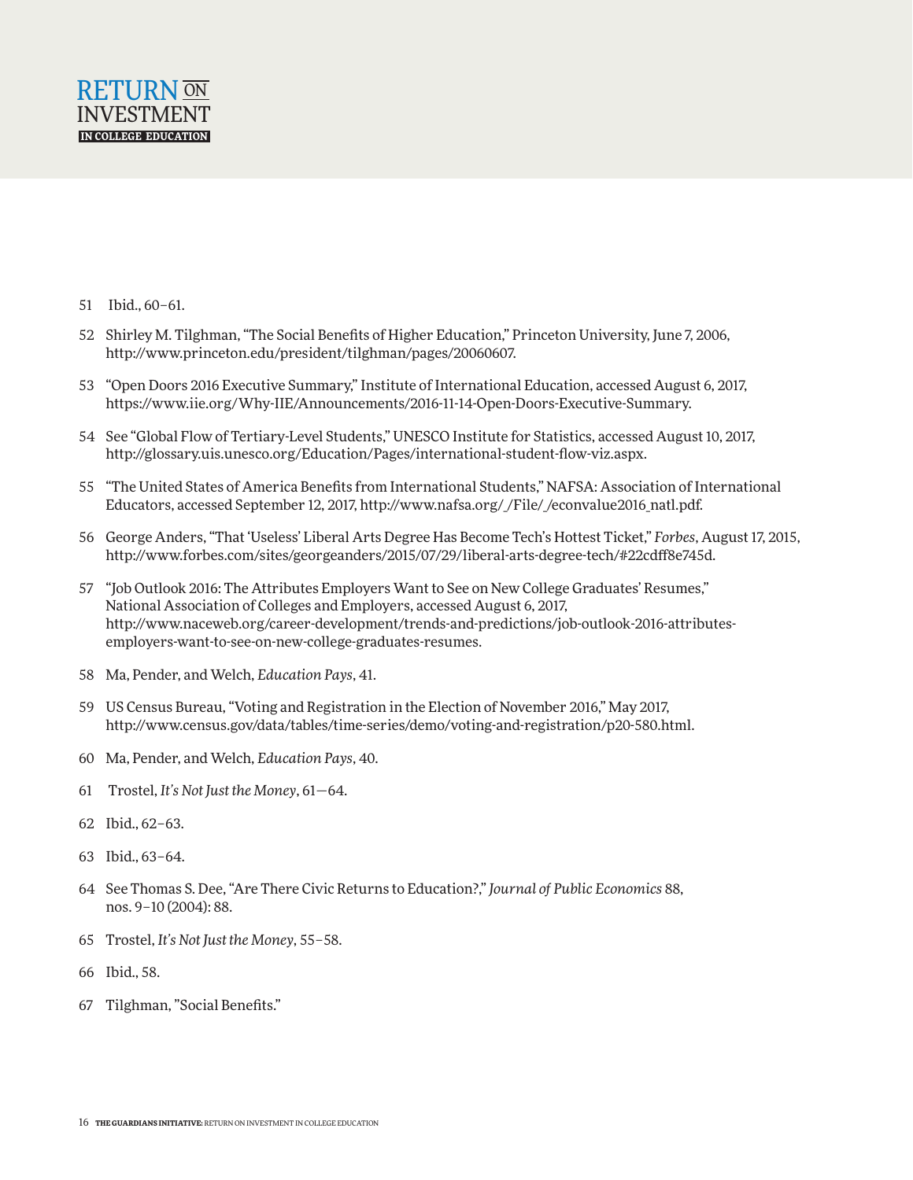51 Ibid., 60–61.

52 Shirley M. Tilghman, "The Social Benefits of Higher Education," Princeton University, June 7, 2006, http://www.princeton.edu/president/tilghman/pages/20060607.

53 "Open Doors 2016 Executive Summary," Institute of International Education, accessed August 6, 2017, https://www.iie.org/Why-IIE/Announcements/2016-11-14-Open-Doors-Executive-Summary.

54 See "Global Flow of Tertiary-Level Students," UNESCO Institute for Statistics, accessed August 10, 2017, http://glossary.uis.unesco.org/Education/Pages/international-student-flow-viz.aspx.

55 "The United States of America Benefits from International Students," NAFSA: Association of International Educators, accessed September 12, 2017, http://www.nafsa.org/_/File/_/econvalue2016_natl.pdf.

56 George Anders, "That 'Useless' Liberal Arts Degree Has Become Tech's Hottest Ticket," *Forbes*, August 17, 2015, http://www.forbes.com/sites/georgeanders/2015/07/29/liberal-arts-degree-tech/#22cdff8e745d.

57 "Job Outlook 2016: The Attributes Employers Want to See on New College Graduates' Resumes," National Association of Colleges and Employers, accessed August 6, 2017, http://www.naceweb.org/career-development/trends-and-predictions/job-outlook-2016-attributes-employers-want-to-see-on-new-college-graduates-resumes.

58 Ma, Pender, and Welch, *Education Pays*, 41.

59 US Census Bureau, "Voting and Registration in the Election of November 2016," May 2017, http://www.census.gov/data/tables/time-series/demo/voting-and-registration/p20-580.html.

60 Ma, Pender, and Welch, *Education Pays*, 40.

61 Trostel, *It's Not Just the Money*, 61—64.

62 Ibid., 62–63.

63 Ibid., 63–64.

64 See Thomas S. Dee, "Are There Civic Returns to Education?," *Journal of Public Economics* 88, nos. 9–10 (2004): 88.

65 Trostel, *It's Not Just the Money*, 55–58.

66 Ibid., 58.

67 Tilghman, "Social Benefits."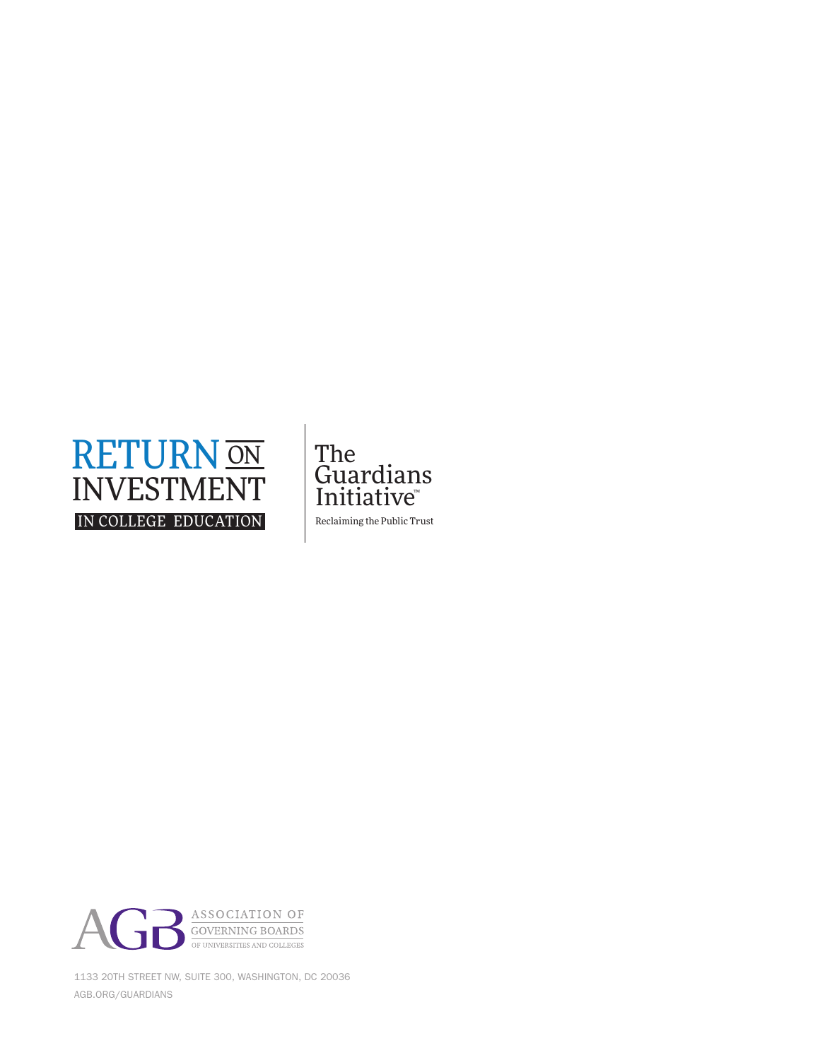RETURN ON INVESTMENT

IN COLLEGE EDUCATION

The Guardians Initiative™

Reclaiming the Public Trust

AGB ASSOCIATION OF GOVERNING BOARDS OF UNIVERSITIES AND COLLEGES

1133 20TH STREET NW, SUITE 300, WASHINGTON, DC 20036

AGB.ORG/GUARDIANS